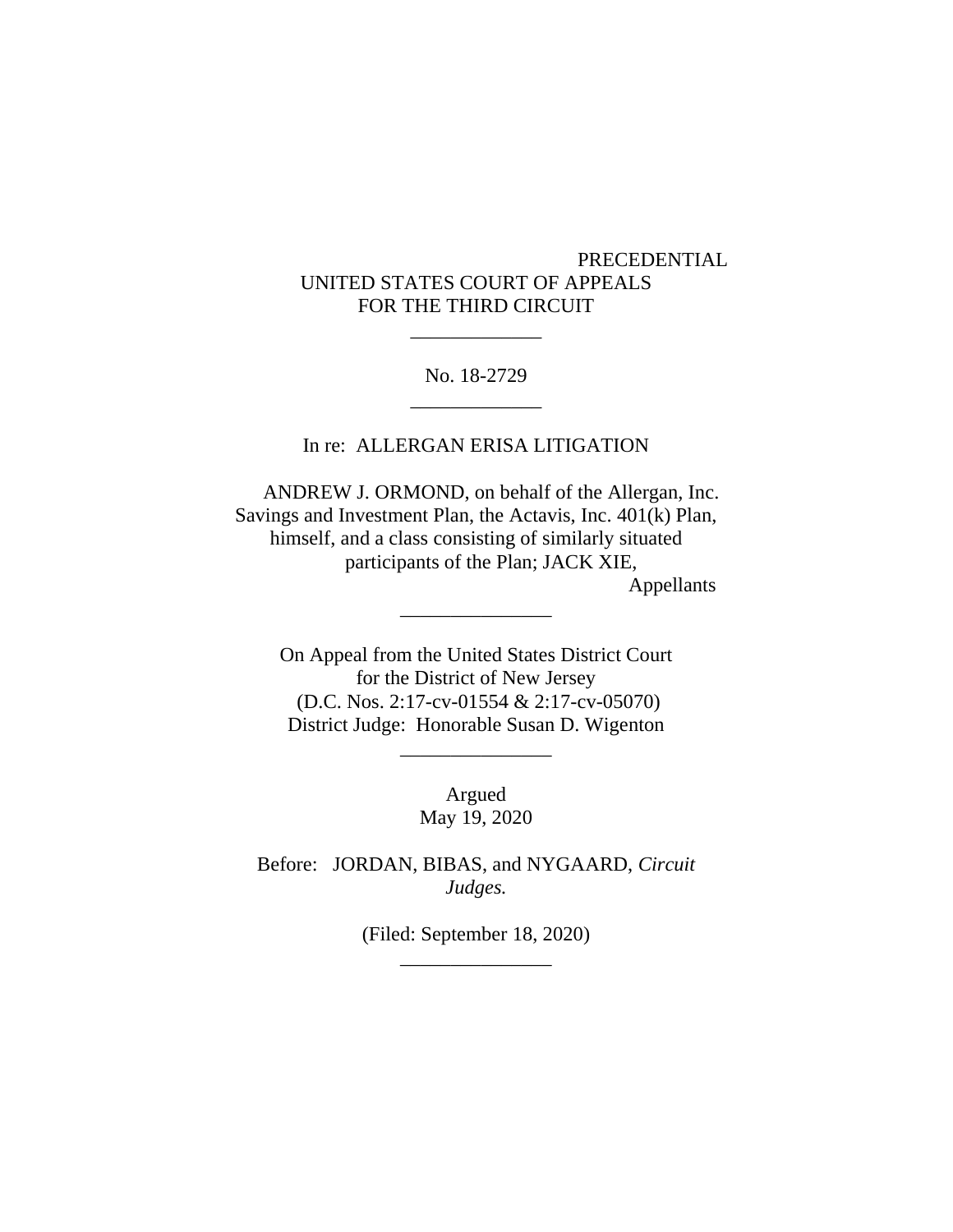PRECEDENTIAL

UNITED STATES COURT OF APPEALS
FOR THE THIRD CIRCUIT

\_\_\_\_\_\_\_\_\_\_\_\_\_

No. 18-2729

\_\_\_\_\_\_\_\_\_\_\_\_\_

In re: ALLERGAN ERISA LITIGATION

ANDREW J. ORMOND, on behalf of the Allergan, Inc. Savings and Investment Plan, the Actavis, Inc. 401(k) Plan, himself, and a class consisting of similarly situated participants of the Plan; JACK XIE,

Appellants

\_\_\_\_\_\_\_\_\_\_\_\_\_\_\_

On Appeal from the United States District Court
for the District of New Jersey
(D.C. Nos. 2:17-cv-01554 & 2:17-cv-05070)
District Judge: Honorable Susan D. Wigenton

\_\_\_\_\_\_\_\_\_\_\_\_\_\_\_

Argued
May 19, 2020

Before: JORDAN, BIBAS, and NYGAARD, *Circuit Judges.*

(Filed: September 18, 2020)

\_\_\_\_\_\_\_\_\_\_\_\_\_\_\_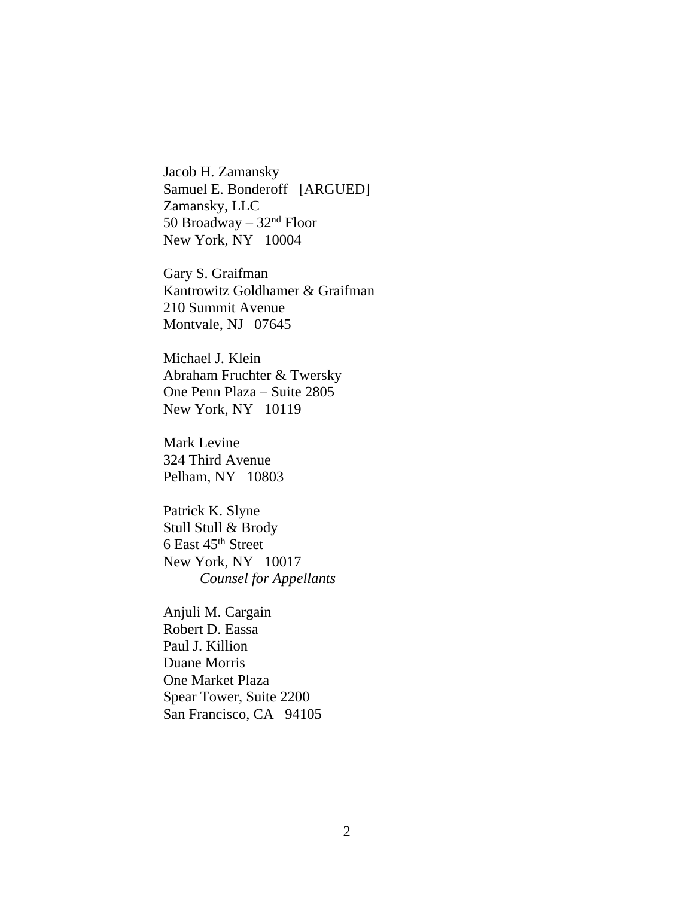Jacob H. Zamansky
Samuel E. Bonderoff [ARGUED]
Zamansky, LLC
50 Broadway – 32nd Floor
New York, NY 10004

Gary S. Graifman
Kantrowitz Goldhamer & Graifman
210 Summit Avenue
Montvale, NJ 07645

Michael J. Klein
Abraham Fruchter & Twersky
One Penn Plaza – Suite 2805
New York, NY 10119

Mark Levine
324 Third Avenue
Pelham, NY 10803

Patrick K. Slyne
Stull Stull & Brody
6 East 45th Street
New York, NY 10017
*Counsel for Appellants*

Anjuli M. Cargain
Robert D. Eassa
Paul J. Killion
Duane Morris
One Market Plaza
Spear Tower, Suite 2200
San Francisco, CA 94105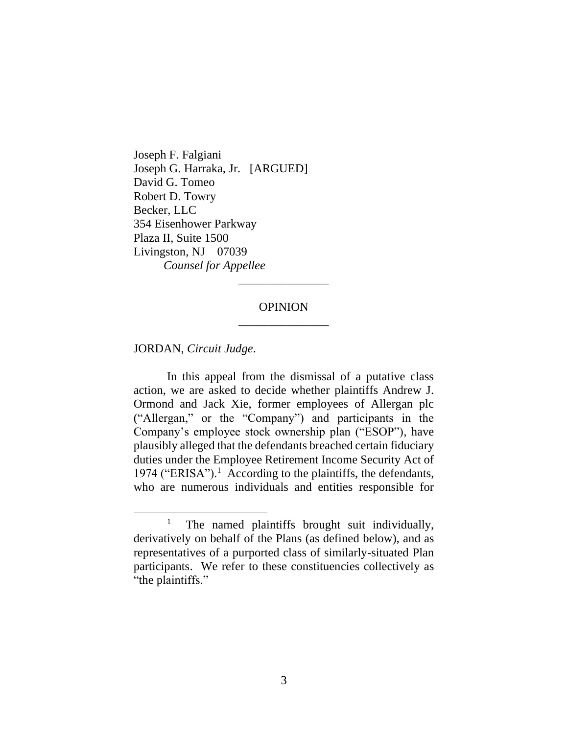Joseph F. Falgiani
Joseph G. Harraka, Jr. [ARGUED]
David G. Tomeo
Robert D. Towry
Becker, LLC
354 Eisenhower Parkway
Plaza II, Suite 1500
Livingston, NJ 07039
*Counsel for Appellee*

---

OPINION

---

JORDAN, *Circuit Judge*.

In this appeal from the dismissal of a putative class action, we are asked to decide whether plaintiffs Andrew J. Ormond and Jack Xie, former employees of Allergan plc ("Allergan," or the "Company") and participants in the Company's employee stock ownership plan ("ESOP"), have plausibly alleged that the defendants breached certain fiduciary duties under the Employee Retirement Income Security Act of 1974 ("ERISA").[1] According to the plaintiffs, the defendants, who are numerous individuals and entities responsible for

---

[1] The named plaintiffs brought suit individually, derivatively on behalf of the Plans (as defined below), and as representatives of a purported class of similarly-situated Plan participants. We refer to these constituencies collectively as "the plaintiffs."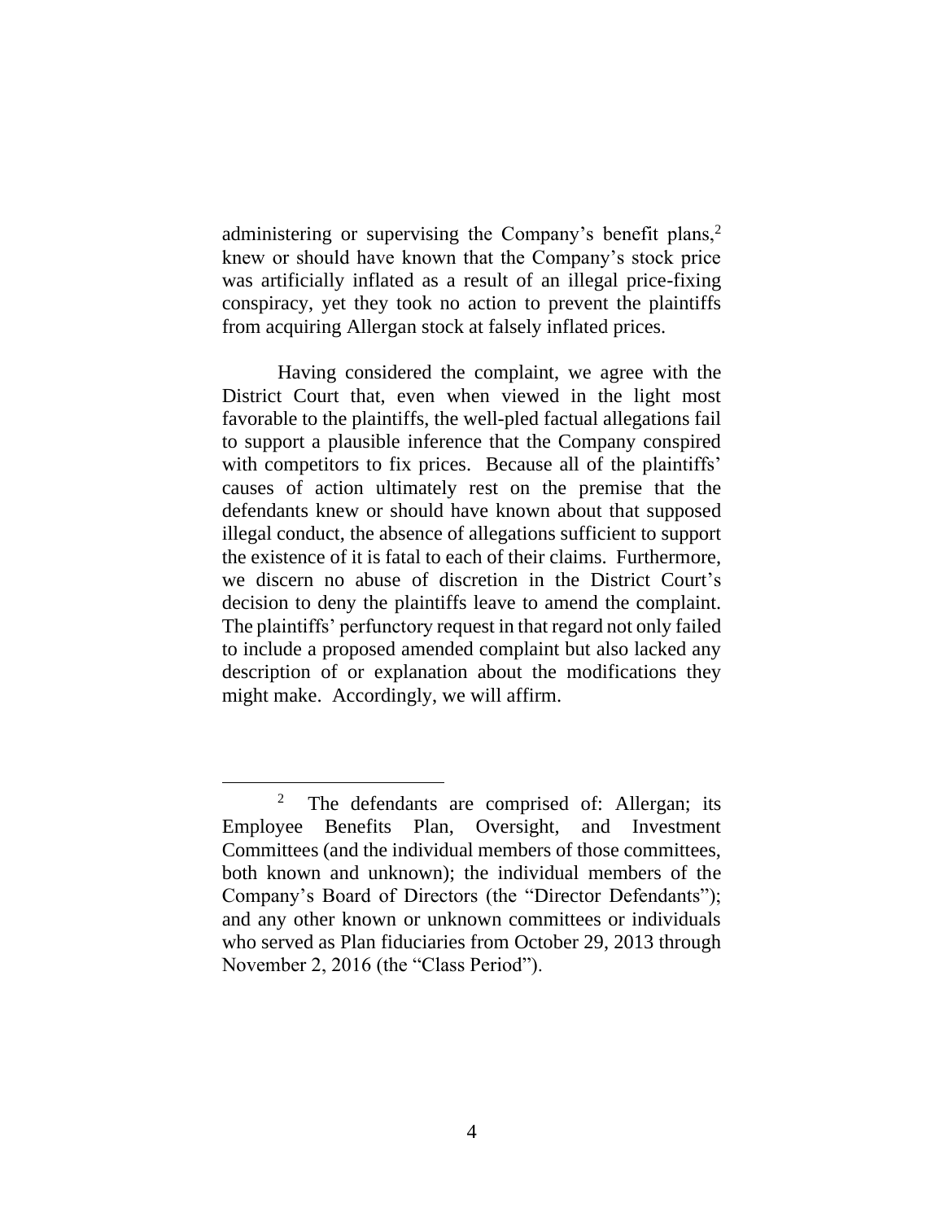administering or supervising the Company's benefit plans,[2] knew or should have known that the Company's stock price was artificially inflated as a result of an illegal price-fixing conspiracy, yet they took no action to prevent the plaintiffs from acquiring Allergan stock at falsely inflated prices.

Having considered the complaint, we agree with the District Court that, even when viewed in the light most favorable to the plaintiffs, the well-pled factual allegations fail to support a plausible inference that the Company conspired with competitors to fix prices. Because all of the plaintiffs' causes of action ultimately rest on the premise that the defendants knew or should have known about that supposed illegal conduct, the absence of allegations sufficient to support the existence of it is fatal to each of their claims. Furthermore, we discern no abuse of discretion in the District Court's decision to deny the plaintiffs leave to amend the complaint. The plaintiffs' perfunctory request in that regard not only failed to include a proposed amended complaint but also lacked any description of or explanation about the modifications they might make. Accordingly, we will affirm.

---

[2] The defendants are comprised of: Allergan; its Employee Benefits Plan, Oversight, and Investment Committees (and the individual members of those committees, both known and unknown); the individual members of the Company's Board of Directors (the "Director Defendants"); and any other known or unknown committees or individuals who served as Plan fiduciaries from October 29, 2013 through November 2, 2016 (the "Class Period").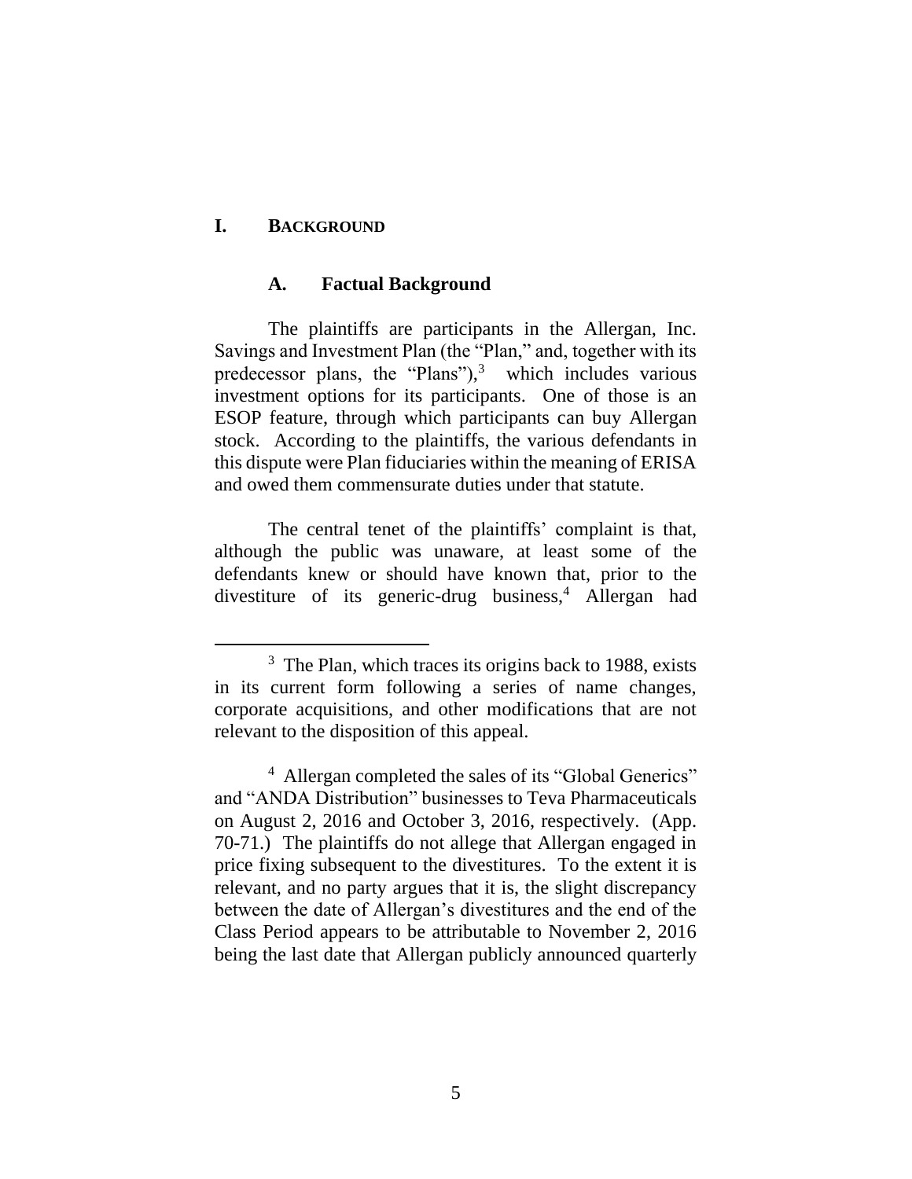## I. BACKGROUND

### A. Factual Background

The plaintiffs are participants in the Allergan, Inc. Savings and Investment Plan (the "Plan," and, together with its predecessor plans, the "Plans"),[3] which includes various investment options for its participants. One of those is an ESOP feature, through which participants can buy Allergan stock. According to the plaintiffs, the various defendants in this dispute were Plan fiduciaries within the meaning of ERISA and owed them commensurate duties under that statute.

The central tenet of the plaintiffs' complaint is that, although the public was unaware, at least some of the defendants knew or should have known that, prior to the divestiture of its generic-drug business,[4] Allergan had

---

[3] The Plan, which traces its origins back to 1988, exists in its current form following a series of name changes, corporate acquisitions, and other modifications that are not relevant to the disposition of this appeal.

[4] Allergan completed the sales of its "Global Generics" and "ANDA Distribution" businesses to Teva Pharmaceuticals on August 2, 2016 and October 3, 2016, respectively. (App. 70-71.) The plaintiffs do not allege that Allergan engaged in price fixing subsequent to the divestitures. To the extent it is relevant, and no party argues that it is, the slight discrepancy between the date of Allergan's divestitures and the end of the Class Period appears to be attributable to November 2, 2016 being the last date that Allergan publicly announced quarterly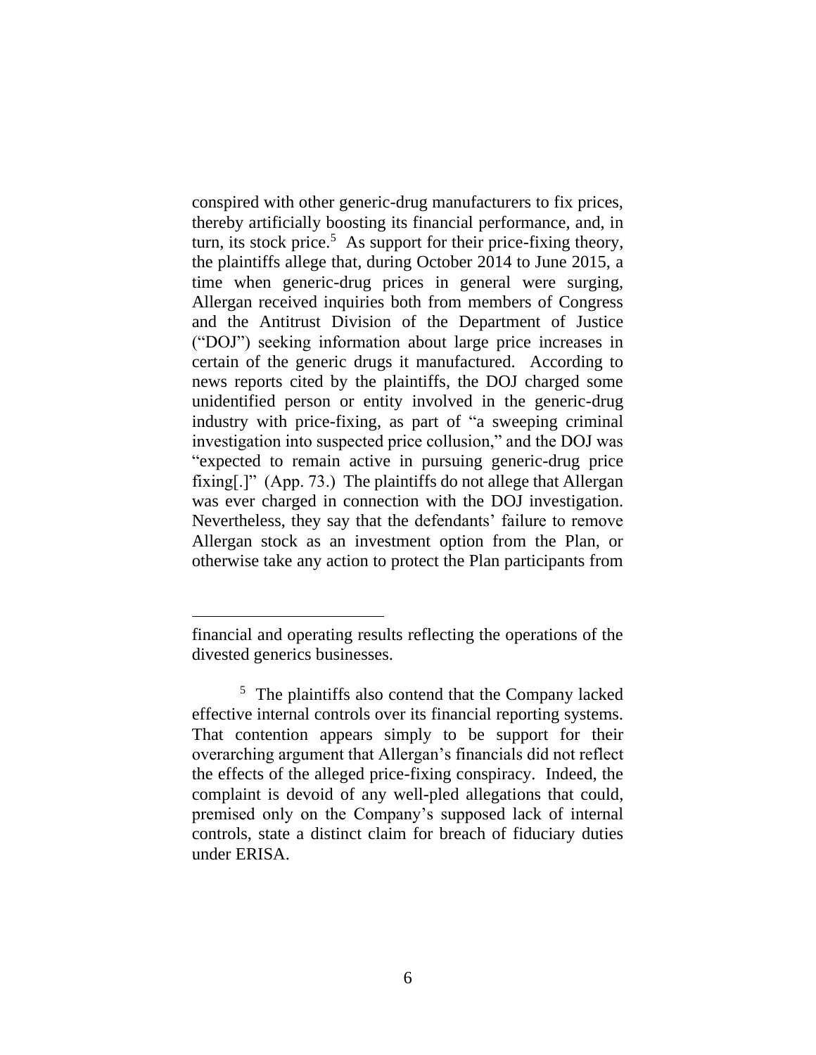conspired with other generic-drug manufacturers to fix prices, thereby artificially boosting its financial performance, and, in turn, its stock price.[5] As support for their price-fixing theory, the plaintiffs allege that, during October 2014 to June 2015, a time when generic-drug prices in general were surging, Allergan received inquiries both from members of Congress and the Antitrust Division of the Department of Justice ("DOJ") seeking information about large price increases in certain of the generic drugs it manufactured. According to news reports cited by the plaintiffs, the DOJ charged some unidentified person or entity involved in the generic-drug industry with price-fixing, as part of "a sweeping criminal investigation into suspected price collusion," and the DOJ was "expected to remain active in pursuing generic-drug price fixing[.]" (App. 73.) The plaintiffs do not allege that Allergan was ever charged in connection with the DOJ investigation. Nevertheless, they say that the defendants' failure to remove Allergan stock as an investment option from the Plan, or otherwise take any action to protect the Plan participants from

---

financial and operating results reflecting the operations of the divested generics businesses.

[5] The plaintiffs also contend that the Company lacked effective internal controls over its financial reporting systems. That contention appears simply to be support for their overarching argument that Allergan's financials did not reflect the effects of the alleged price-fixing conspiracy. Indeed, the complaint is devoid of any well-pled allegations that could, premised only on the Company's supposed lack of internal controls, state a distinct claim for breach of fiduciary duties under ERISA.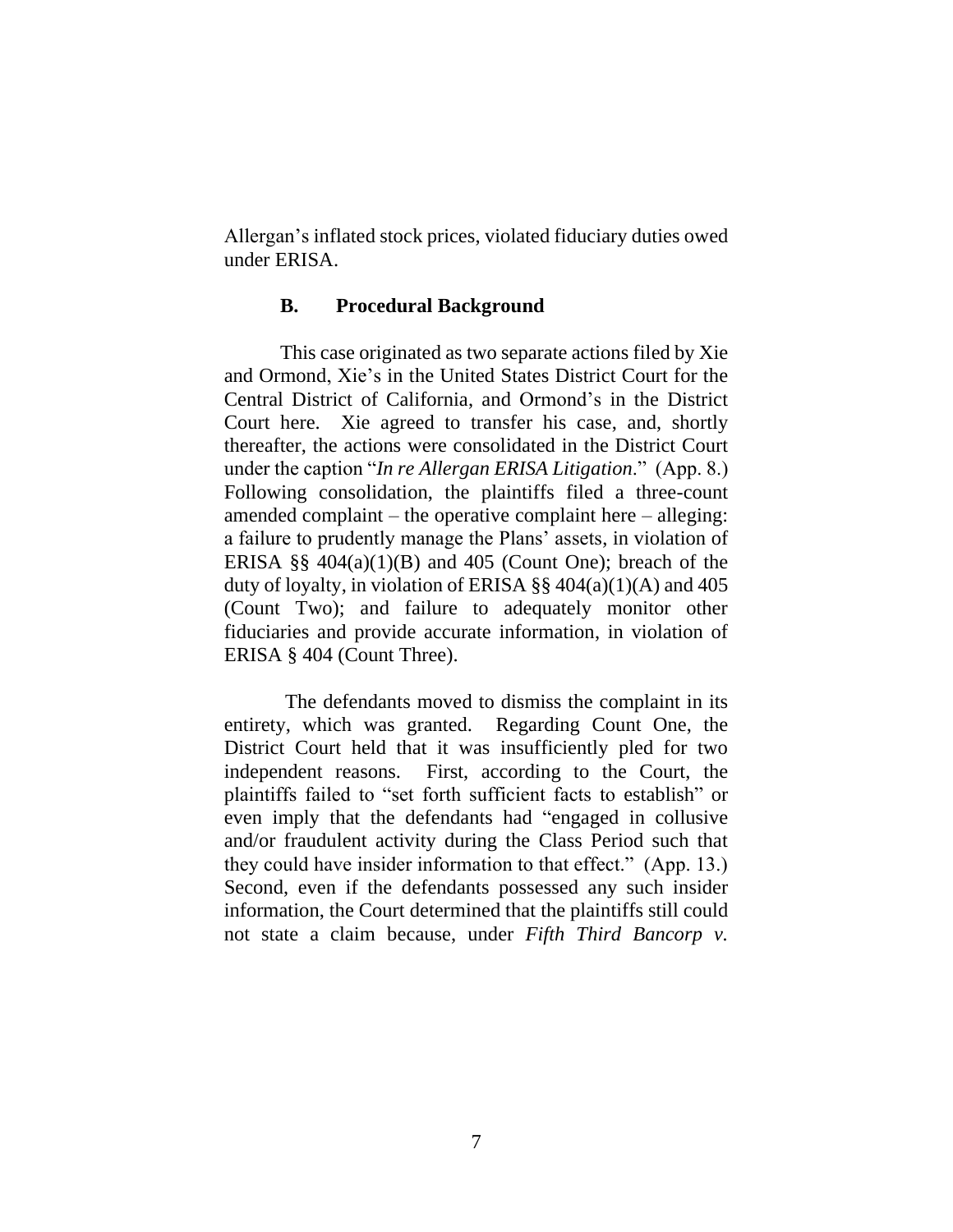Allergan's inflated stock prices, violated fiduciary duties owed under ERISA.

### B. Procedural Background

This case originated as two separate actions filed by Xie and Ormond, Xie's in the United States District Court for the Central District of California, and Ormond's in the District Court here. Xie agreed to transfer his case, and, shortly thereafter, the actions were consolidated in the District Court under the caption "*In re Allergan ERISA Litigation*." (App. 8.) Following consolidation, the plaintiffs filed a three-count amended complaint – the operative complaint here – alleging: a failure to prudently manage the Plans' assets, in violation of ERISA §§ 404(a)(1)(B) and 405 (Count One); breach of the duty of loyalty, in violation of ERISA §§ 404(a)(1)(A) and 405 (Count Two); and failure to adequately monitor other fiduciaries and provide accurate information, in violation of ERISA § 404 (Count Three).

The defendants moved to dismiss the complaint in its entirety, which was granted. Regarding Count One, the District Court held that it was insufficiently pled for two independent reasons. First, according to the Court, the plaintiffs failed to "set forth sufficient facts to establish" or even imply that the defendants had "engaged in collusive and/or fraudulent activity during the Class Period such that they could have insider information to that effect." (App. 13.) Second, even if the defendants possessed any such insider information, the Court determined that the plaintiffs still could not state a claim because, under *Fifth Third Bancorp v.*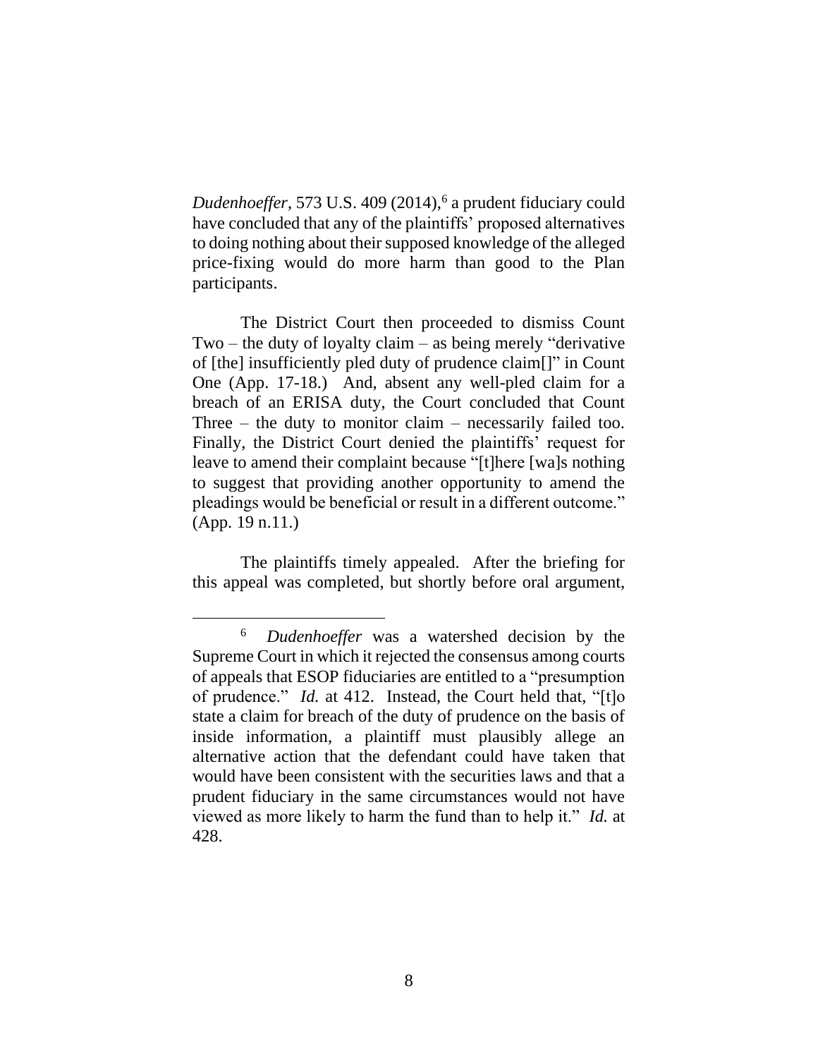*Dudenhoeffer*, 573 U.S. 409 (2014),[6] a prudent fiduciary could have concluded that any of the plaintiffs' proposed alternatives to doing nothing about their supposed knowledge of the alleged price-fixing would do more harm than good to the Plan participants.

The District Court then proceeded to dismiss Count Two – the duty of loyalty claim – as being merely "derivative of [the] insufficiently pled duty of prudence claim[]" in Count One (App. 17-18.) And, absent any well-pled claim for a breach of an ERISA duty, the Court concluded that Count Three – the duty to monitor claim – necessarily failed too. Finally, the District Court denied the plaintiffs' request for leave to amend their complaint because "[t]here [wa]s nothing to suggest that providing another opportunity to amend the pleadings would be beneficial or result in a different outcome." (App. 19 n.11.)

The plaintiffs timely appealed. After the briefing for this appeal was completed, but shortly before oral argument,

---

[6] *Dudenhoeffer* was a watershed decision by the Supreme Court in which it rejected the consensus among courts of appeals that ESOP fiduciaries are entitled to a "presumption of prudence." *Id.* at 412. Instead, the Court held that, "[t]o state a claim for breach of the duty of prudence on the basis of inside information, a plaintiff must plausibly allege an alternative action that the defendant could have taken that would have been consistent with the securities laws and that a prudent fiduciary in the same circumstances would not have viewed as more likely to harm the fund than to help it." *Id.* at 428.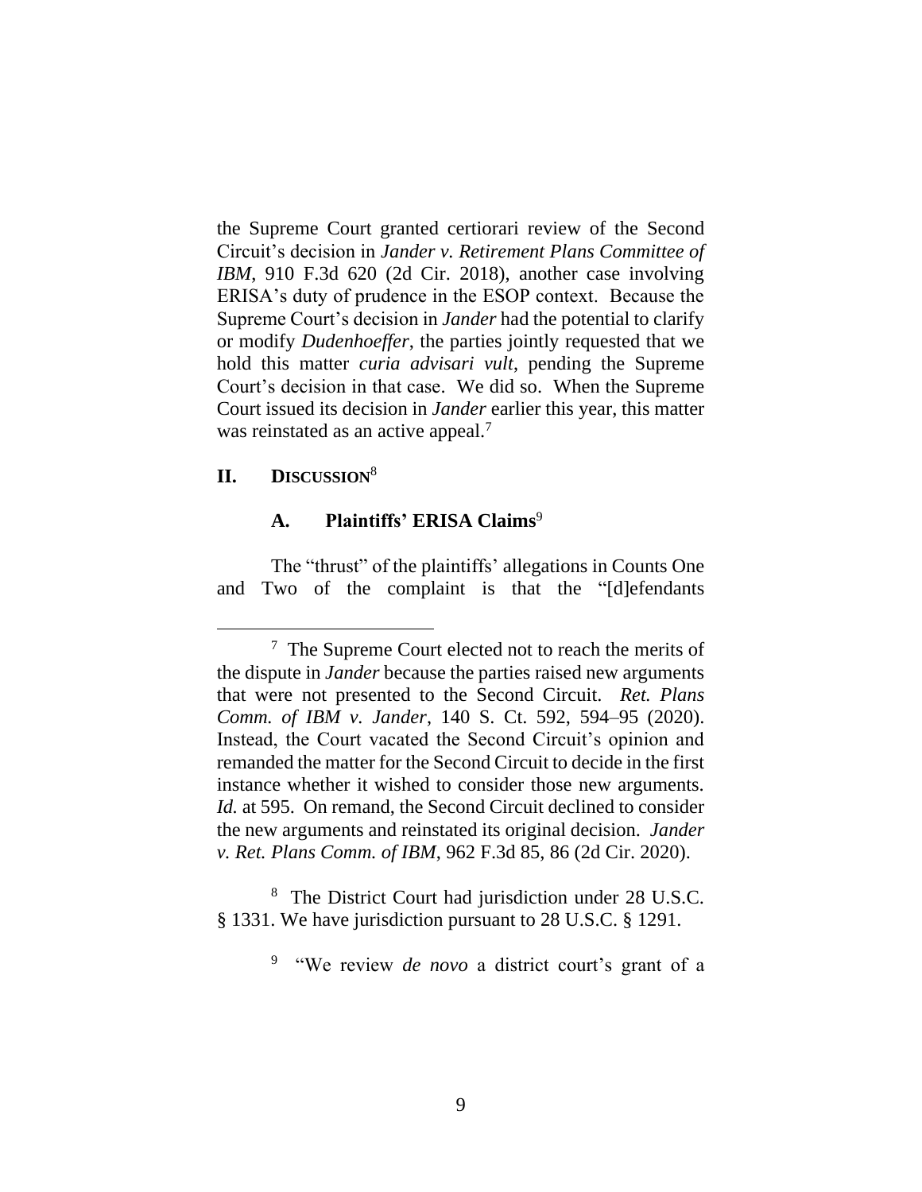the Supreme Court granted certiorari review of the Second Circuit's decision in *Jander v. Retirement Plans Committee of IBM*, 910 F.3d 620 (2d Cir. 2018), another case involving ERISA's duty of prudence in the ESOP context. Because the Supreme Court's decision in *Jander* had the potential to clarify or modify *Dudenhoeffer*, the parties jointly requested that we hold this matter *curia advisari vult*, pending the Supreme Court's decision in that case. We did so. When the Supreme Court issued its decision in *Jander* earlier this year, this matter was reinstated as an active appeal.[7]

## II. DISCUSSION[8]

### A. Plaintiffs' ERISA Claims[9]

The "thrust" of the plaintiffs' allegations in Counts One and Two of the complaint is that the "[d]efendants

---

[7] The Supreme Court elected not to reach the merits of the dispute in *Jander* because the parties raised new arguments that were not presented to the Second Circuit. *Ret. Plans Comm. of IBM v. Jander*, 140 S. Ct. 592, 594–95 (2020). Instead, the Court vacated the Second Circuit's opinion and remanded the matter for the Second Circuit to decide in the first instance whether it wished to consider those new arguments. *Id.* at 595. On remand, the Second Circuit declined to consider the new arguments and reinstated its original decision. *Jander v. Ret. Plans Comm. of IBM*, 962 F.3d 85, 86 (2d Cir. 2020).

[8] The District Court had jurisdiction under 28 U.S.C. § 1331. We have jurisdiction pursuant to 28 U.S.C. § 1291.

[9] "We review *de novo* a district court's grant of a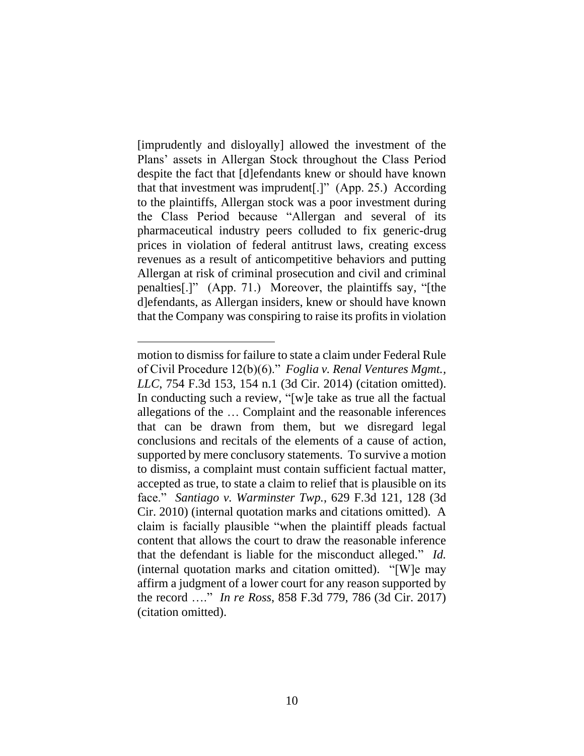[imprudently and disloyally] allowed the investment of the Plans' assets in Allergan Stock throughout the Class Period despite the fact that [d]efendants knew or should have known that that investment was imprudent[.]" (App. 25.) According to the plaintiffs, Allergan stock was a poor investment during the Class Period because "Allergan and several of its pharmaceutical industry peers colluded to fix generic-drug prices in violation of federal antitrust laws, creating excess revenues as a result of anticompetitive behaviors and putting Allergan at risk of criminal prosecution and civil and criminal penalties[.]" (App. 71.) Moreover, the plaintiffs say, "[the d]efendants, as Allergan insiders, knew or should have known that the Company was conspiring to raise its profits in violation

---

motion to dismiss for failure to state a claim under Federal Rule of Civil Procedure 12(b)(6)." *Foglia v. Renal Ventures Mgmt., LLC*, 754 F.3d 153, 154 n.1 (3d Cir. 2014) (citation omitted). In conducting such a review, "[w]e take as true all the factual allegations of the … Complaint and the reasonable inferences that can be drawn from them, but we disregard legal conclusions and recitals of the elements of a cause of action, supported by mere conclusory statements. To survive a motion to dismiss, a complaint must contain sufficient factual matter, accepted as true, to state a claim to relief that is plausible on its face." *Santiago v. Warminster Twp.*, 629 F.3d 121, 128 (3d Cir. 2010) (internal quotation marks and citations omitted). A claim is facially plausible "when the plaintiff pleads factual content that allows the court to draw the reasonable inference that the defendant is liable for the misconduct alleged." *Id.* (internal quotation marks and citation omitted). "[W]e may affirm a judgment of a lower court for any reason supported by the record …." *In re Ross*, 858 F.3d 779, 786 (3d Cir. 2017) (citation omitted).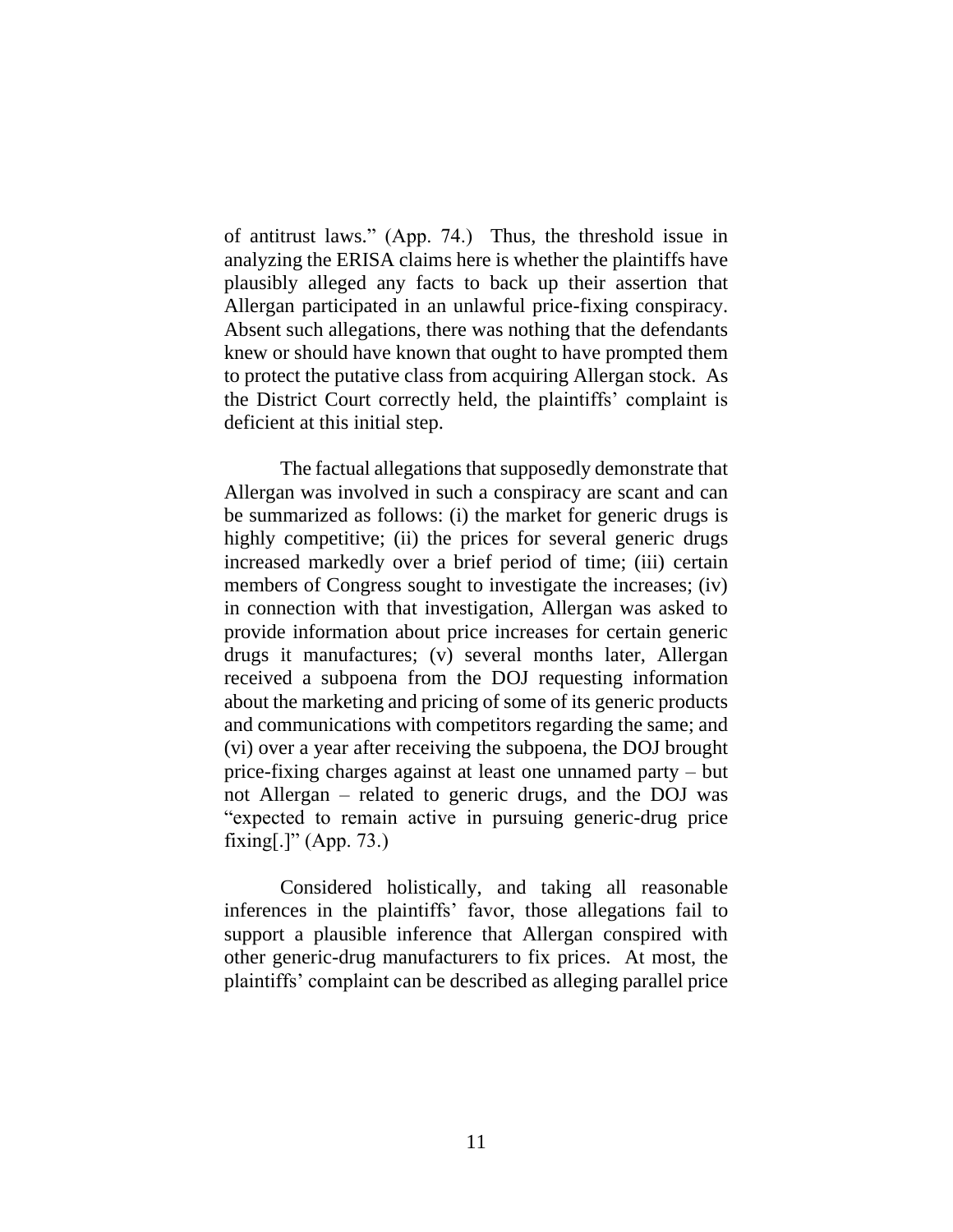of antitrust laws." (App. 74.) Thus, the threshold issue in analyzing the ERISA claims here is whether the plaintiffs have plausibly alleged any facts to back up their assertion that Allergan participated in an unlawful price-fixing conspiracy. Absent such allegations, there was nothing that the defendants knew or should have known that ought to have prompted them to protect the putative class from acquiring Allergan stock. As the District Court correctly held, the plaintiffs' complaint is deficient at this initial step.

The factual allegations that supposedly demonstrate that Allergan was involved in such a conspiracy are scant and can be summarized as follows: (i) the market for generic drugs is highly competitive; (ii) the prices for several generic drugs increased markedly over a brief period of time; (iii) certain members of Congress sought to investigate the increases; (iv) in connection with that investigation, Allergan was asked to provide information about price increases for certain generic drugs it manufactures; (v) several months later, Allergan received a subpoena from the DOJ requesting information about the marketing and pricing of some of its generic products and communications with competitors regarding the same; and (vi) over a year after receiving the subpoena, the DOJ brought price-fixing charges against at least one unnamed party – but not Allergan – related to generic drugs, and the DOJ was "expected to remain active in pursuing generic-drug price fixing[.]" (App. 73.)

Considered holistically, and taking all reasonable inferences in the plaintiffs' favor, those allegations fail to support a plausible inference that Allergan conspired with other generic-drug manufacturers to fix prices. At most, the plaintiffs' complaint can be described as alleging parallel price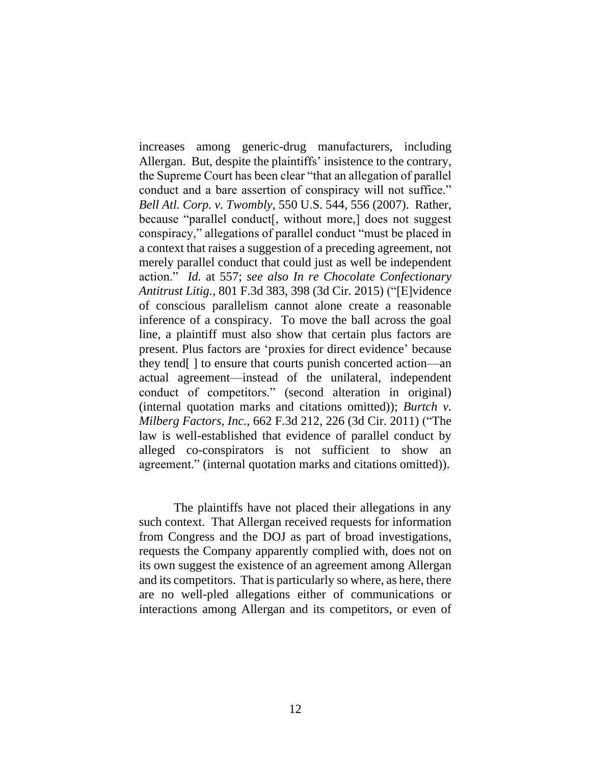increases among generic-drug manufacturers, including Allergan. But, despite the plaintiffs' insistence to the contrary, the Supreme Court has been clear "that an allegation of parallel conduct and a bare assertion of conspiracy will not suffice." *Bell Atl. Corp. v. Twombly*, 550 U.S. 544, 556 (2007). Rather, because "parallel conduct[, without more,] does not suggest conspiracy," allegations of parallel conduct "must be placed in a context that raises a suggestion of a preceding agreement, not merely parallel conduct that could just as well be independent action." *Id.* at 557; *see also In re Chocolate Confectionary Antitrust Litig.*, 801 F.3d 383, 398 (3d Cir. 2015) ("[E]vidence of conscious parallelism cannot alone create a reasonable inference of a conspiracy. To move the ball across the goal line, a plaintiff must also show that certain plus factors are present. Plus factors are 'proxies for direct evidence' because they tend[ ] to ensure that courts punish concerted action—an actual agreement—instead of the unilateral, independent conduct of competitors." (second alteration in original) (internal quotation marks and citations omitted)); *Burtch v. Milberg Factors, Inc.*, 662 F.3d 212, 226 (3d Cir. 2011) ("The law is well-established that evidence of parallel conduct by alleged co-conspirators is not sufficient to show an agreement." (internal quotation marks and citations omitted)).

The plaintiffs have not placed their allegations in any such context. That Allergan received requests for information from Congress and the DOJ as part of broad investigations, requests the Company apparently complied with, does not on its own suggest the existence of an agreement among Allergan and its competitors. That is particularly so where, as here, there are no well-pled allegations either of communications or interactions among Allergan and its competitors, or even of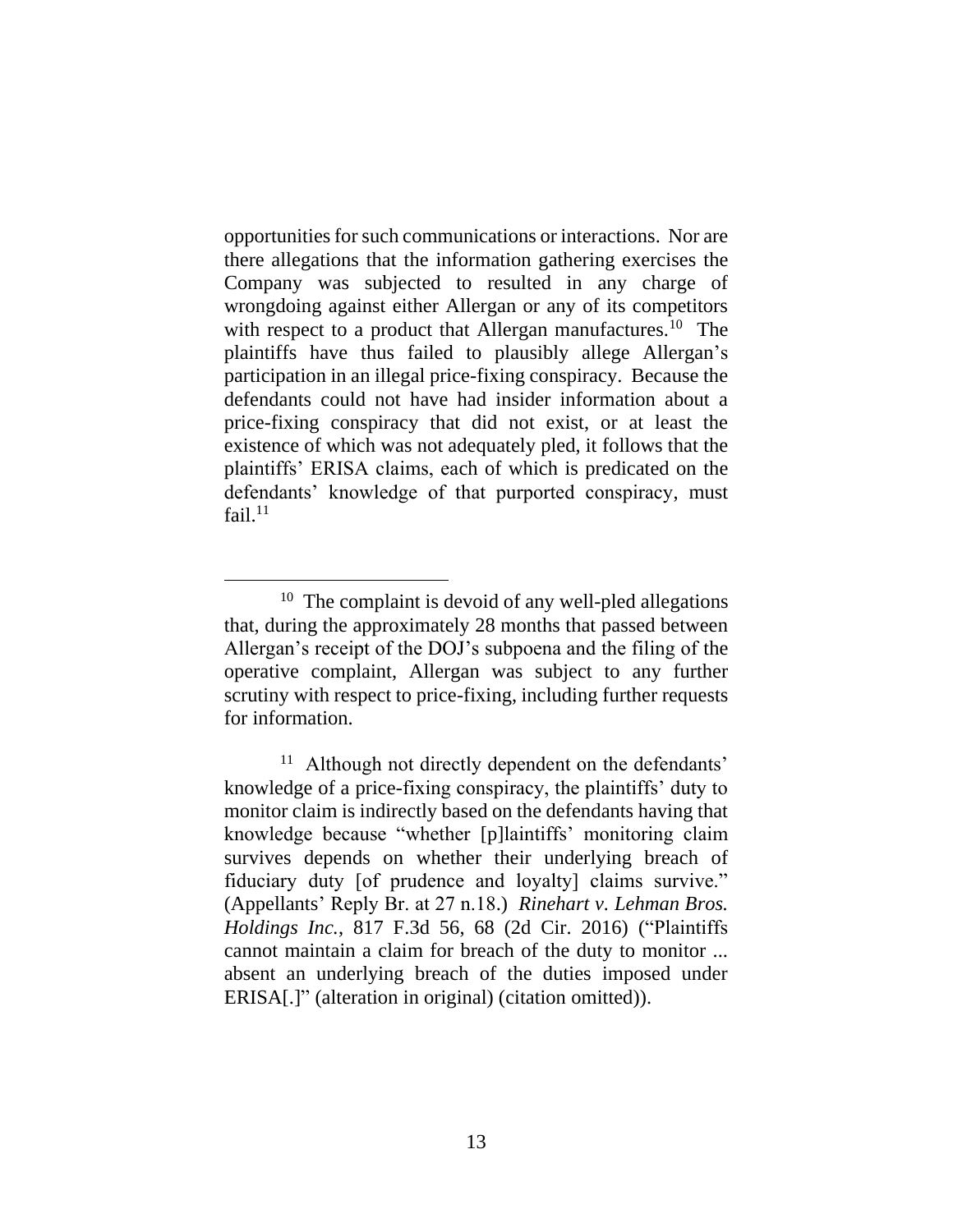opportunities for such communications or interactions. Nor are there allegations that the information gathering exercises the Company was subjected to resulted in any charge of wrongdoing against either Allergan or any of its competitors with respect to a product that Allergan manufactures.[10] The plaintiffs have thus failed to plausibly allege Allergan's participation in an illegal price-fixing conspiracy. Because the defendants could not have had insider information about a price-fixing conspiracy that did not exist, or at least the existence of which was not adequately pled, it follows that the plaintiffs' ERISA claims, each of which is predicated on the defendants' knowledge of that purported conspiracy, must fail.[11]

---

[10] The complaint is devoid of any well-pled allegations that, during the approximately 28 months that passed between Allergan's receipt of the DOJ's subpoena and the filing of the operative complaint, Allergan was subject to any further scrutiny with respect to price-fixing, including further requests for information.

[11] Although not directly dependent on the defendants' knowledge of a price-fixing conspiracy, the plaintiffs' duty to monitor claim is indirectly based on the defendants having that knowledge because "whether [p]laintiffs' monitoring claim survives depends on whether their underlying breach of fiduciary duty [of prudence and loyalty] claims survive." (Appellants' Reply Br. at 27 n.18.) *Rinehart v. Lehman Bros. Holdings Inc.*, 817 F.3d 56, 68 (2d Cir. 2016) ("Plaintiffs cannot maintain a claim for breach of the duty to monitor ... absent an underlying breach of the duties imposed under ERISA[.]" (alteration in original) (citation omitted)).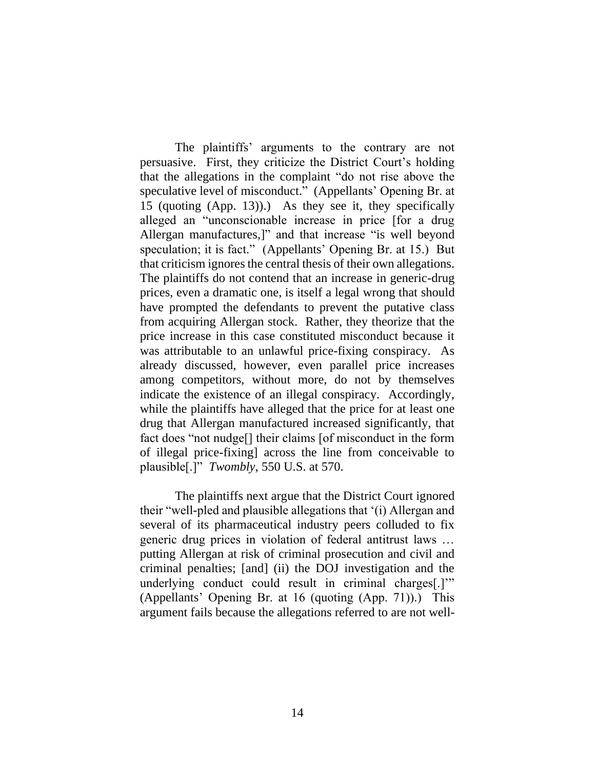The plaintiffs' arguments to the contrary are not persuasive. First, they criticize the District Court's holding that the allegations in the complaint "do not rise above the speculative level of misconduct." (Appellants' Opening Br. at 15 (quoting (App. 13)).) As they see it, they specifically alleged an "unconscionable increase in price [for a drug Allergan manufactures,]" and that increase "is well beyond speculation; it is fact." (Appellants' Opening Br. at 15.) But that criticism ignores the central thesis of their own allegations. The plaintiffs do not contend that an increase in generic-drug prices, even a dramatic one, is itself a legal wrong that should have prompted the defendants to prevent the putative class from acquiring Allergan stock. Rather, they theorize that the price increase in this case constituted misconduct because it was attributable to an unlawful price-fixing conspiracy. As already discussed, however, even parallel price increases among competitors, without more, do not by themselves indicate the existence of an illegal conspiracy. Accordingly, while the plaintiffs have alleged that the price for at least one drug that Allergan manufactured increased significantly, that fact does "not nudge[] their claims [of misconduct in the form of illegal price-fixing] across the line from conceivable to plausible[.]" *Twombly*, 550 U.S. at 570.

The plaintiffs next argue that the District Court ignored their "well-pled and plausible allegations that '(i) Allergan and several of its pharmaceutical industry peers colluded to fix generic drug prices in violation of federal antitrust laws … putting Allergan at risk of criminal prosecution and civil and criminal penalties; [and] (ii) the DOJ investigation and the underlying conduct could result in criminal charges[.]'" (Appellants' Opening Br. at 16 (quoting (App. 71)).) This argument fails because the allegations referred to are not well-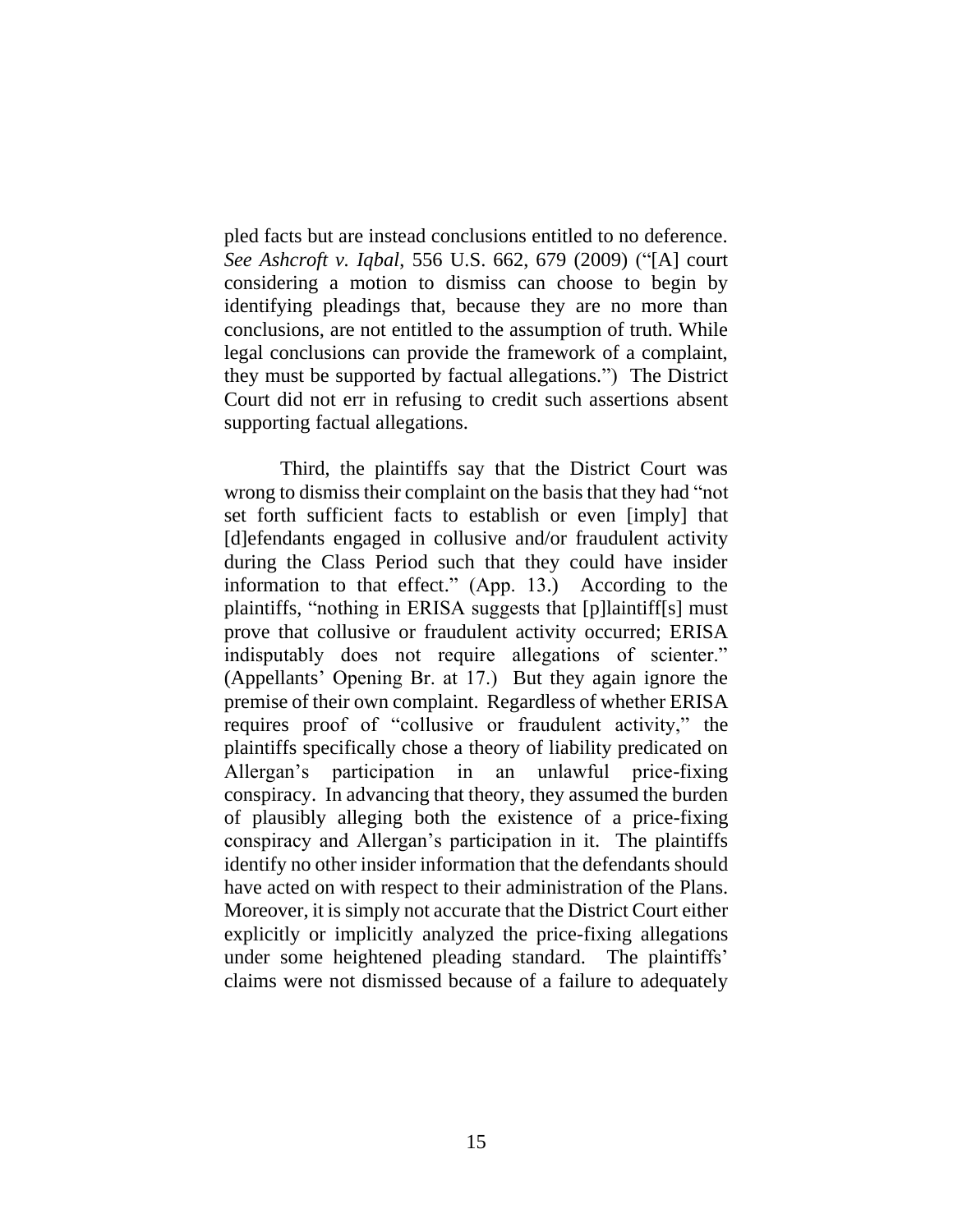pled facts but are instead conclusions entitled to no deference. *See Ashcroft v. Iqbal*, 556 U.S. 662, 679 (2009) ("[A] court considering a motion to dismiss can choose to begin by identifying pleadings that, because they are no more than conclusions, are not entitled to the assumption of truth. While legal conclusions can provide the framework of a complaint, they must be supported by factual allegations.") The District Court did not err in refusing to credit such assertions absent supporting factual allegations.

Third, the plaintiffs say that the District Court was wrong to dismiss their complaint on the basis that they had "not set forth sufficient facts to establish or even [imply] that [d]efendants engaged in collusive and/or fraudulent activity during the Class Period such that they could have insider information to that effect." (App. 13.) According to the plaintiffs, "nothing in ERISA suggests that [p]laintiff[s] must prove that collusive or fraudulent activity occurred; ERISA indisputably does not require allegations of scienter." (Appellants' Opening Br. at 17.) But they again ignore the premise of their own complaint. Regardless of whether ERISA requires proof of "collusive or fraudulent activity," the plaintiffs specifically chose a theory of liability predicated on Allergan's participation in an unlawful price-fixing conspiracy. In advancing that theory, they assumed the burden of plausibly alleging both the existence of a price-fixing conspiracy and Allergan's participation in it. The plaintiffs identify no other insider information that the defendants should have acted on with respect to their administration of the Plans. Moreover, it is simply not accurate that the District Court either explicitly or implicitly analyzed the price-fixing allegations under some heightened pleading standard. The plaintiffs' claims were not dismissed because of a failure to adequately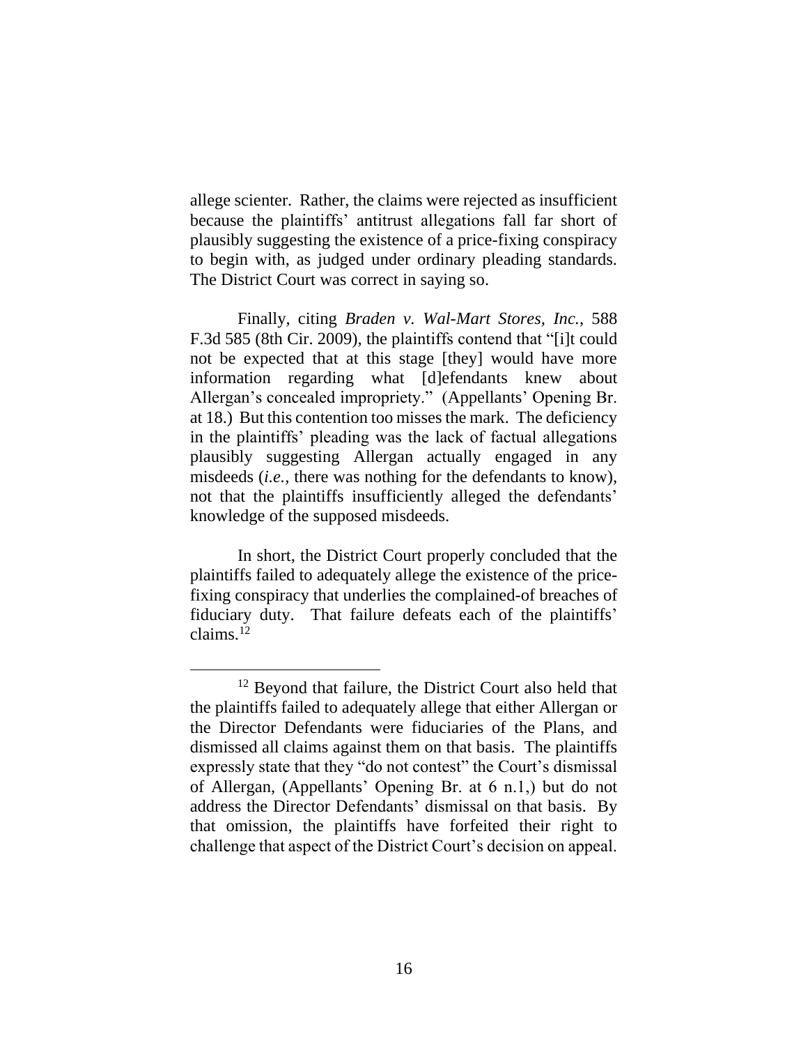allege scienter. Rather, the claims were rejected as insufficient because the plaintiffs' antitrust allegations fall far short of plausibly suggesting the existence of a price-fixing conspiracy to begin with, as judged under ordinary pleading standards. The District Court was correct in saying so.

Finally, citing *Braden v. Wal-Mart Stores, Inc.*, 588 F.3d 585 (8th Cir. 2009), the plaintiffs contend that "[i]t could not be expected that at this stage [they] would have more information regarding what [d]efendants knew about Allergan's concealed impropriety." (Appellants' Opening Br. at 18.) But this contention too misses the mark. The deficiency in the plaintiffs' pleading was the lack of factual allegations plausibly suggesting Allergan actually engaged in any misdeeds (*i.e.,* there was nothing for the defendants to know), not that the plaintiffs insufficiently alleged the defendants' knowledge of the supposed misdeeds.

In short, the District Court properly concluded that the plaintiffs failed to adequately allege the existence of the price-fixing conspiracy that underlies the complained-of breaches of fiduciary duty. That failure defeats each of the plaintiffs' claims.[12]

[12] Beyond that failure, the District Court also held that the plaintiffs failed to adequately allege that either Allergan or the Director Defendants were fiduciaries of the Plans, and dismissed all claims against them on that basis. The plaintiffs expressly state that they "do not contest" the Court's dismissal of Allergan, (Appellants' Opening Br. at 6 n.1,) but do not address the Director Defendants' dismissal on that basis. By that omission, the plaintiffs have forfeited their right to challenge that aspect of the District Court's decision on appeal.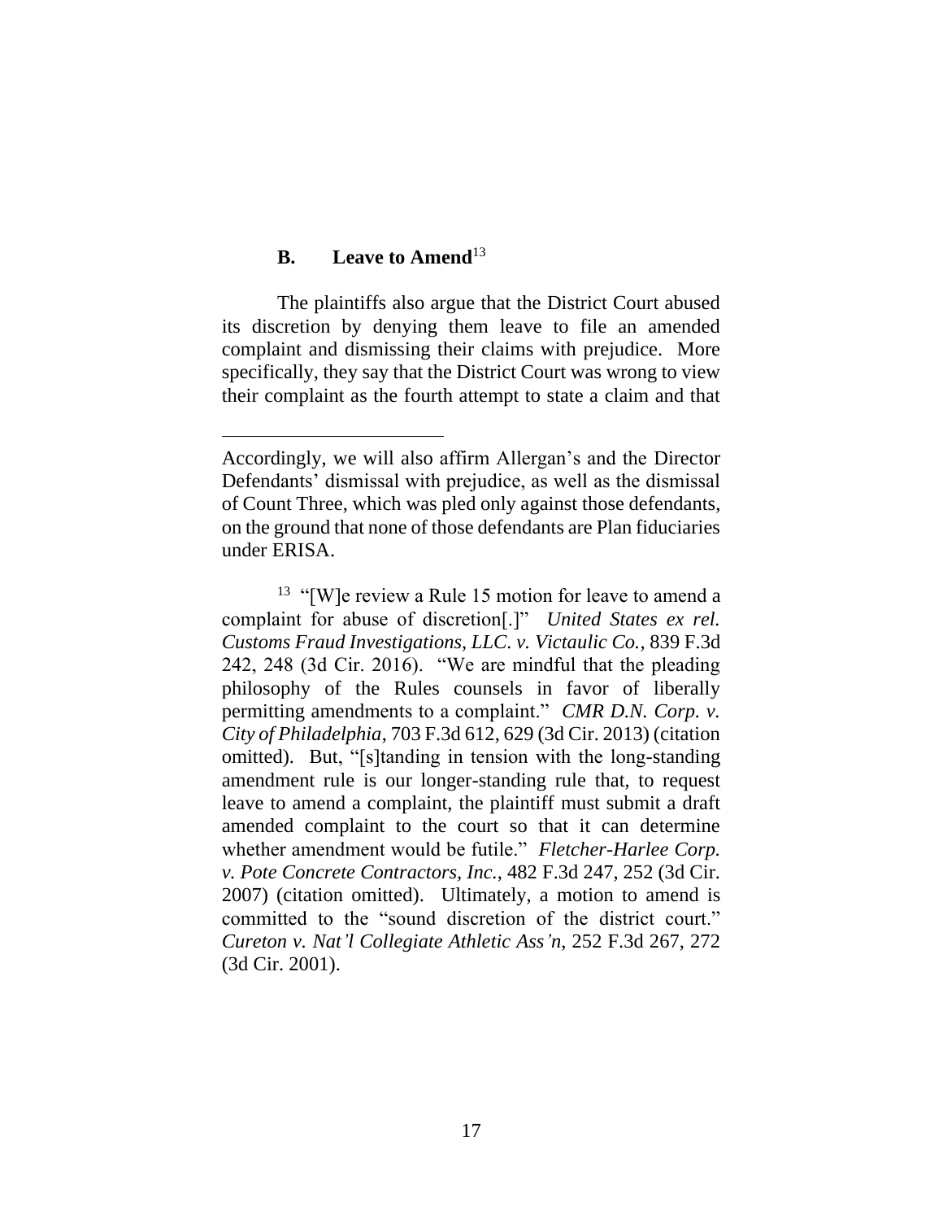### B. Leave to Amend[13]

The plaintiffs also argue that the District Court abused its discretion by denying them leave to file an amended complaint and dismissing their claims with prejudice. More specifically, they say that the District Court was wrong to view their complaint as the fourth attempt to state a claim and that

---

Accordingly, we will also affirm Allergan's and the Director Defendants' dismissal with prejudice, as well as the dismissal of Count Three, which was pled only against those defendants, on the ground that none of those defendants are Plan fiduciaries under ERISA.

[13] "[W]e review a Rule 15 motion for leave to amend a complaint for abuse of discretion[.]" *United States ex rel. Customs Fraud Investigations, LLC. v. Victaulic Co.*, 839 F.3d 242, 248 (3d Cir. 2016). "We are mindful that the pleading philosophy of the Rules counsels in favor of liberally permitting amendments to a complaint." *CMR D.N. Corp. v. City of Philadelphia*, 703 F.3d 612, 629 (3d Cir. 2013) (citation omitted). But, "[s]tanding in tension with the long-standing amendment rule is our longer-standing rule that, to request leave to amend a complaint, the plaintiff must submit a draft amended complaint to the court so that it can determine whether amendment would be futile." *Fletcher-Harlee Corp. v. Pote Concrete Contractors, Inc.*, 482 F.3d 247, 252 (3d Cir. 2007) (citation omitted). Ultimately, a motion to amend is committed to the "sound discretion of the district court." *Cureton v. Nat'l Collegiate Athletic Ass'n*, 252 F.3d 267, 272 (3d Cir. 2001).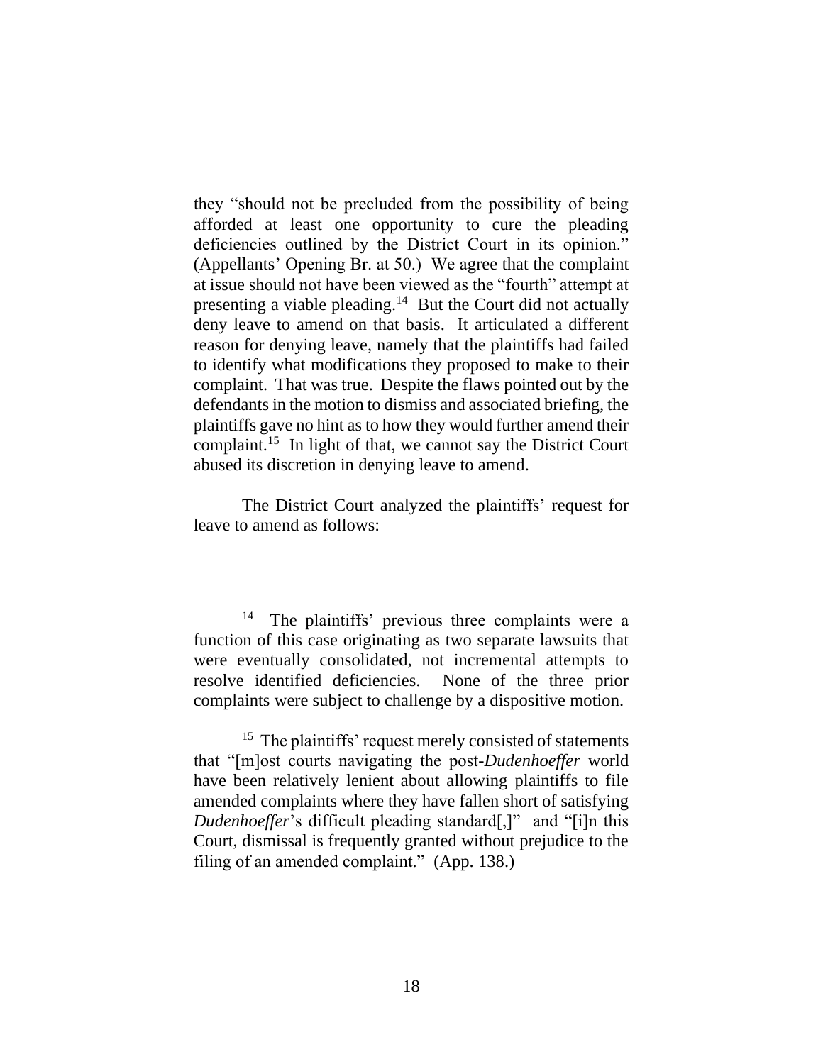they "should not be precluded from the possibility of being afforded at least one opportunity to cure the pleading deficiencies outlined by the District Court in its opinion." (Appellants' Opening Br. at 50.) We agree that the complaint at issue should not have been viewed as the "fourth" attempt at presenting a viable pleading.[14] But the Court did not actually deny leave to amend on that basis. It articulated a different reason for denying leave, namely that the plaintiffs had failed to identify what modifications they proposed to make to their complaint. That was true. Despite the flaws pointed out by the defendants in the motion to dismiss and associated briefing, the plaintiffs gave no hint as to how they would further amend their complaint.[15] In light of that, we cannot say the District Court abused its discretion in denying leave to amend.

The District Court analyzed the plaintiffs' request for leave to amend as follows:

[14] The plaintiffs' previous three complaints were a function of this case originating as two separate lawsuits that were eventually consolidated, not incremental attempts to resolve identified deficiencies. None of the three prior complaints were subject to challenge by a dispositive motion.

[15] The plaintiffs' request merely consisted of statements that "[m]ost courts navigating the post-*Dudenhoeffer* world have been relatively lenient about allowing plaintiffs to file amended complaints where they have fallen short of satisfying *Dudenhoeffer*'s difficult pleading standard[,]" and "[i]n this Court, dismissal is frequently granted without prejudice to the filing of an amended complaint." (App. 138.)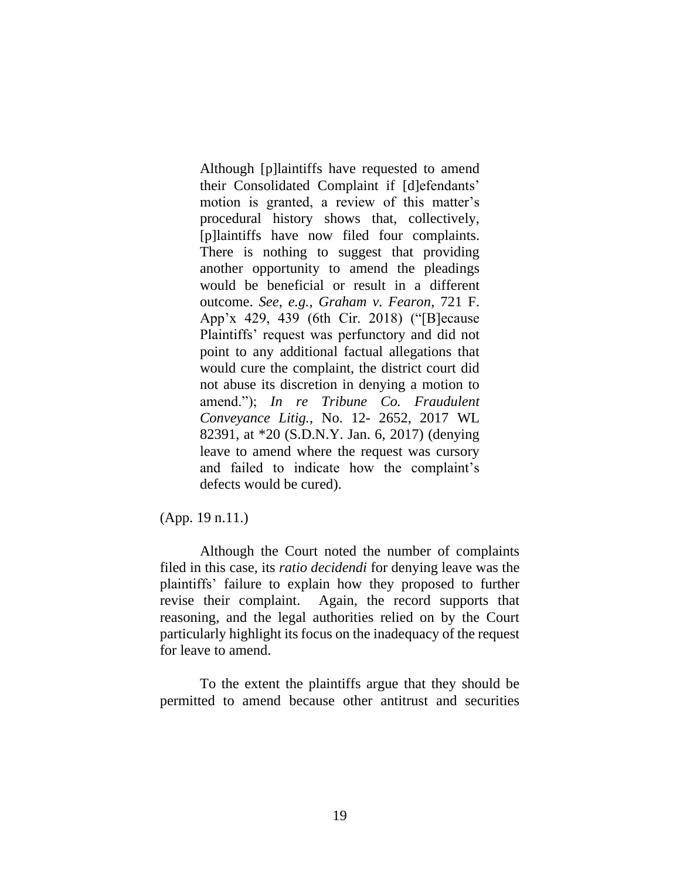> Although [p]laintiffs have requested to amend their Consolidated Complaint if [d]efendants' motion is granted, a review of this matter's procedural history shows that, collectively, [p]laintiffs have now filed four complaints. There is nothing to suggest that providing another opportunity to amend the pleadings would be beneficial or result in a different outcome. *See, e.g.*, *Graham v. Fearon*, 721 F. App'x 429, 439 (6th Cir. 2018) ("[B]ecause Plaintiffs' request was perfunctory and did not point to any additional factual allegations that would cure the complaint, the district court did not abuse its discretion in denying a motion to amend."); *In re Tribune Co. Fraudulent Conveyance Litig.*, No. 12- 2652, 2017 WL 82391, at *20 (S.D.N.Y. Jan. 6, 2017) (denying leave to amend where the request was cursory and failed to indicate how the complaint's defects would be cured).

(App. 19 n.11.)

Although the Court noted the number of complaints filed in this case, its *ratio decidendi* for denying leave was the plaintiffs' failure to explain how they proposed to further revise their complaint. Again, the record supports that reasoning, and the legal authorities relied on by the Court particularly highlight its focus on the inadequacy of the request for leave to amend.

To the extent the plaintiffs argue that they should be permitted to amend because other antitrust and securities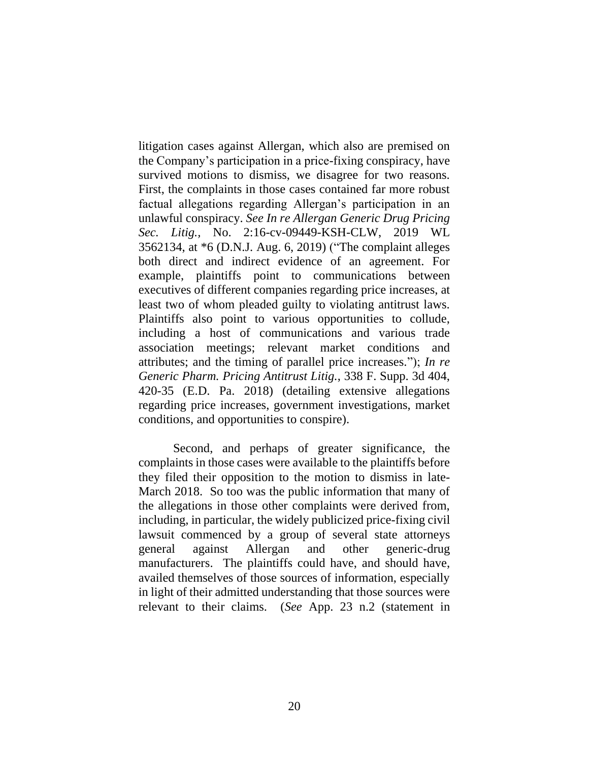litigation cases against Allergan, which also are premised on the Company's participation in a price-fixing conspiracy, have survived motions to dismiss, we disagree for two reasons. First, the complaints in those cases contained far more robust factual allegations regarding Allergan's participation in an unlawful conspiracy. *See In re Allergan Generic Drug Pricing Sec. Litig.*, No. 2:16-cv-09449-KSH-CLW, 2019 WL 3562134, at *6 (D.N.J. Aug. 6, 2019) ("The complaint alleges both direct and indirect evidence of an agreement. For example, plaintiffs point to communications between executives of different companies regarding price increases, at least two of whom pleaded guilty to violating antitrust laws. Plaintiffs also point to various opportunities to collude, including a host of communications and various trade association meetings; relevant market conditions and attributes; and the timing of parallel price increases."); *In re Generic Pharm. Pricing Antitrust Litig.*, 338 F. Supp. 3d 404, 420-35 (E.D. Pa. 2018) (detailing extensive allegations regarding price increases, government investigations, market conditions, and opportunities to conspire).

Second, and perhaps of greater significance, the complaints in those cases were available to the plaintiffs before they filed their opposition to the motion to dismiss in late-March 2018. So too was the public information that many of the allegations in those other complaints were derived from, including, in particular, the widely publicized price-fixing civil lawsuit commenced by a group of several state attorneys general against Allergan and other generic-drug manufacturers. The plaintiffs could have, and should have, availed themselves of those sources of information, especially in light of their admitted understanding that those sources were relevant to their claims. (*See* App. 23 n.2 (statement in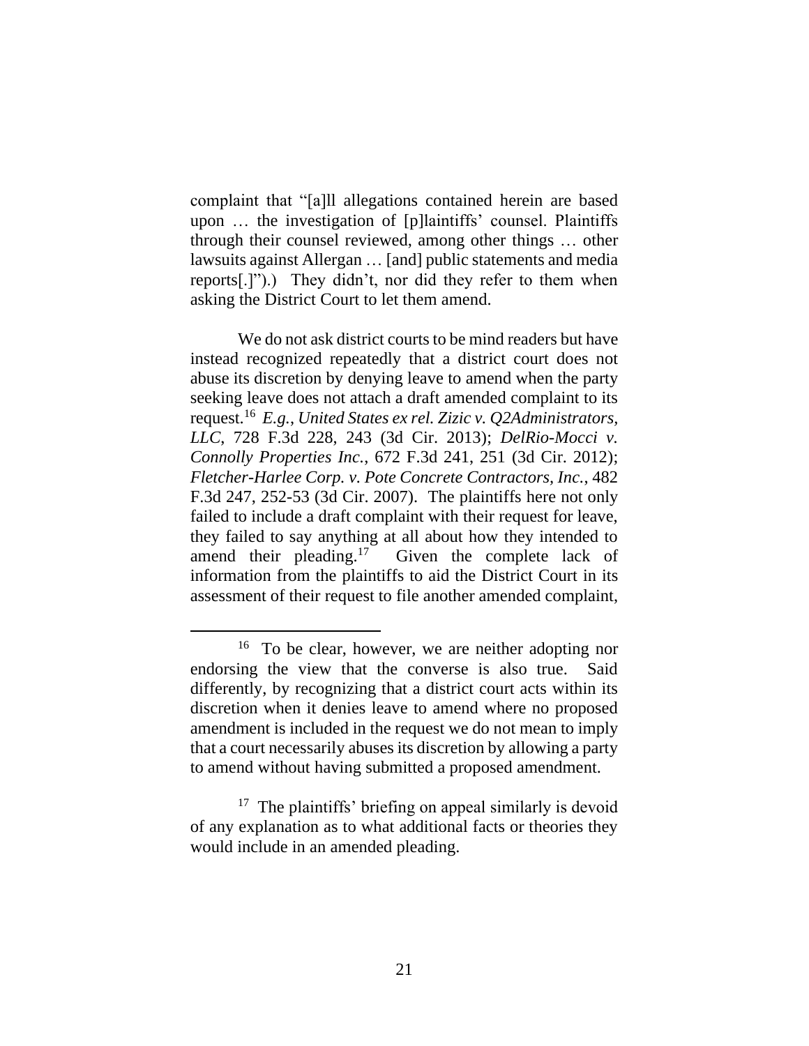complaint that "[a]ll allegations contained herein are based upon … the investigation of [p]laintiffs' counsel. Plaintiffs through their counsel reviewed, among other things … other lawsuits against Allergan … [and] public statements and media reports[.]").) They didn't, nor did they refer to them when asking the District Court to let them amend.

We do not ask district courts to be mind readers but have instead recognized repeatedly that a district court does not abuse its discretion by denying leave to amend when the party seeking leave does not attach a draft amended complaint to its request.[16] *E.g.*, *United States ex rel. Zizic v. Q2Administrators, LLC*, 728 F.3d 228, 243 (3d Cir. 2013); *DelRio-Mocci v. Connolly Properties Inc.*, 672 F.3d 241, 251 (3d Cir. 2012); *Fletcher-Harlee Corp. v. Pote Concrete Contractors, Inc.*, 482 F.3d 247, 252-53 (3d Cir. 2007). The plaintiffs here not only failed to include a draft complaint with their request for leave, they failed to say anything at all about how they intended to amend their pleading.[17] Given the complete lack of information from the plaintiffs to aid the District Court in its assessment of their request to file another amended complaint,

[16] To be clear, however, we are neither adopting nor endorsing the view that the converse is also true. Said differently, by recognizing that a district court acts within its discretion when it denies leave to amend where no proposed amendment is included in the request we do not mean to imply that a court necessarily abuses its discretion by allowing a party to amend without having submitted a proposed amendment.

[17] The plaintiffs' briefing on appeal similarly is devoid of any explanation as to what additional facts or theories they would include in an amended pleading.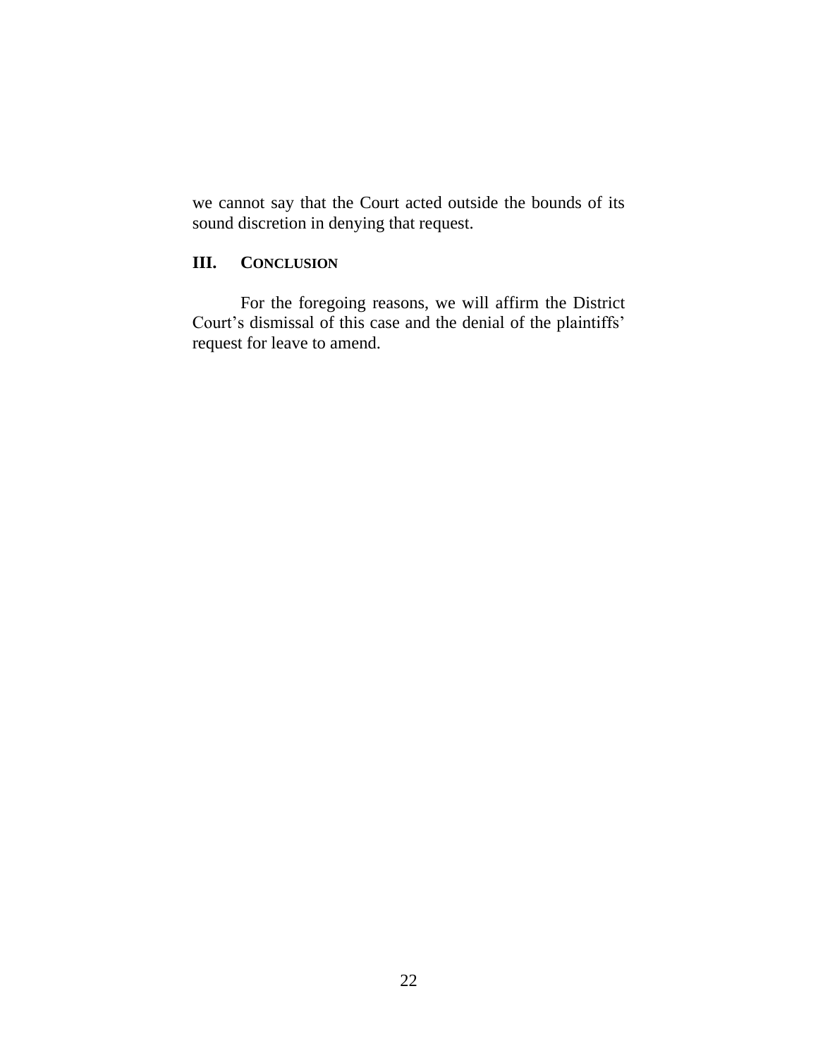we cannot say that the Court acted outside the bounds of its sound discretion in denying that request.

## III. CONCLUSION

For the foregoing reasons, we will affirm the District Court's dismissal of this case and the denial of the plaintiffs' request for leave to amend.